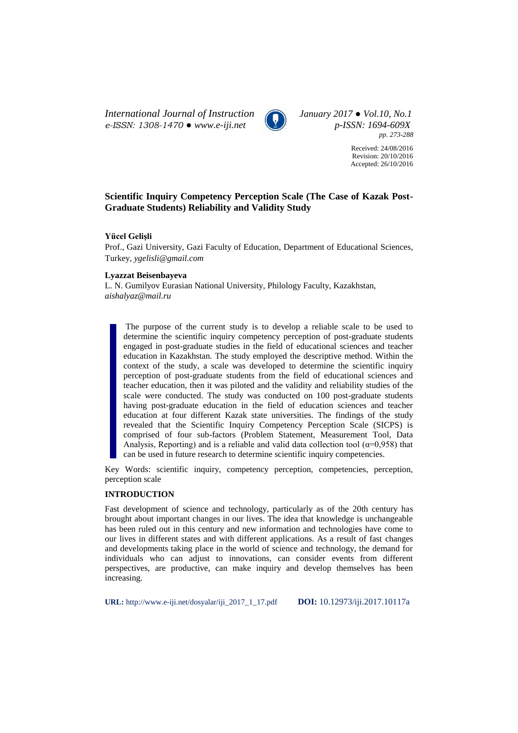Received: 24/08/2016
Revision: 20/10/2016
Accepted: 26/10/2016

# Scientific Inquiry Competency Perception Scale (The Case of Kazak Post-Graduate Students) Reliability and Validity Study

**Yücel Gelişli**

Prof., Gazi University, Gazi Faculty of Education, Department of Educational Sciences, Turkey, *ygelisli@gmail.com*

**Lyazzat Beisenbayeva**

L. N. Gumilyov Eurasian National University, Philology Faculty, Kazakhstan, *aishalyaz@mail.ru*

The purpose of the current study is to develop a reliable scale to be used to determine the scientific inquiry competency perception of post-graduate students engaged in post-graduate studies in the field of educational sciences and teacher education in Kazakhstan. The study employed the descriptive method. Within the context of the study, a scale was developed to determine the scientific inquiry perception of post-graduate students from the field of educational sciences and teacher education, then it was piloted and the validity and reliability studies of the scale were conducted. The study was conducted on 100 post-graduate students having post-graduate education in the field of education sciences and teacher education at four different Kazak state universities. The findings of the study revealed that the Scientific Inquiry Competency Perception Scale (SICPS) is comprised of four sub-factors (Problem Statement, Measurement Tool, Data Analysis, Reporting) and is a reliable and valid data collection tool ($\alpha$=0,958) that can be used in future research to determine scientific inquiry competencies.

Key Words: scientific inquiry, competency perception, competencies, perception, perception scale

## INTRODUCTION

Fast development of science and technology, particularly as of the 20th century has brought about important changes in our lives. The idea that knowledge is unchangeable has been ruled out in this century and new information and technologies have come to our lives in different states and with different applications. As a result of fast changes and developments taking place in the world of science and technology, the demand for individuals who can adjust to innovations, can consider events from different perspectives, are productive, can make inquiry and develop themselves has been increasing.

**URL:** http://www.e-iji.net/dosyalar/iji_2017_1_17.pdf **DOI:** 10.12973/iji.2017.10117a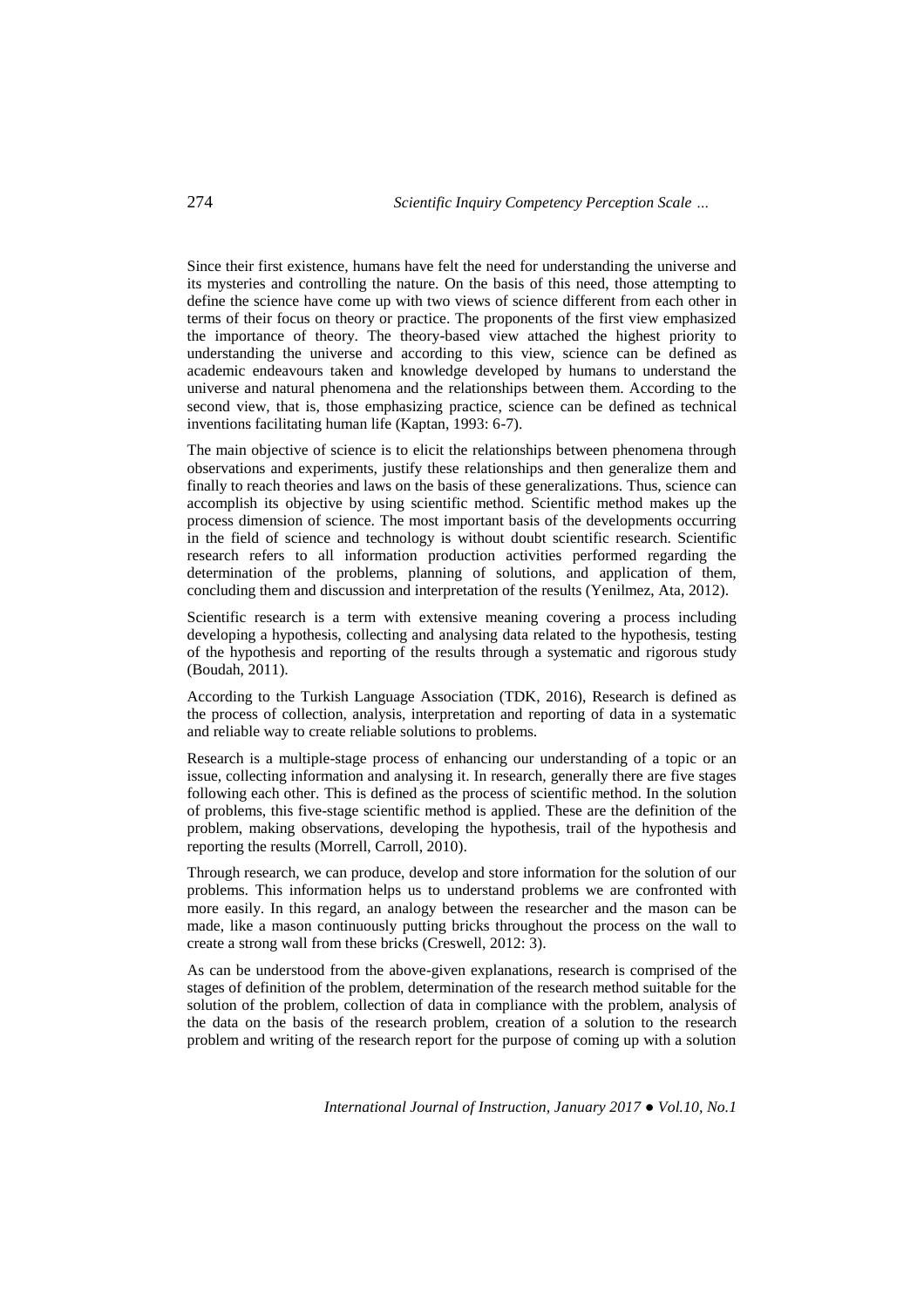Since their first existence, humans have felt the need for understanding the universe and its mysteries and controlling the nature. On the basis of this need, those attempting to define the science have come up with two views of science different from each other in terms of their focus on theory or practice. The proponents of the first view emphasized the importance of theory. The theory-based view attached the highest priority to understanding the universe and according to this view, science can be defined as academic endeavours taken and knowledge developed by humans to understand the universe and natural phenomena and the relationships between them. According to the second view, that is, those emphasizing practice, science can be defined as technical inventions facilitating human life (Kaptan, 1993: 6-7).

The main objective of science is to elicit the relationships between phenomena through observations and experiments, justify these relationships and then generalize them and finally to reach theories and laws on the basis of these generalizations. Thus, science can accomplish its objective by using scientific method. Scientific method makes up the process dimension of science. The most important basis of the developments occurring in the field of science and technology is without doubt scientific research. Scientific research refers to all information production activities performed regarding the determination of the problems, planning of solutions, and application of them, concluding them and discussion and interpretation of the results (Yenilmez, Ata, 2012).

Scientific research is a term with extensive meaning covering a process including developing a hypothesis, collecting and analysing data related to the hypothesis, testing of the hypothesis and reporting of the results through a systematic and rigorous study (Boudah, 2011).

According to the Turkish Language Association (TDK, 2016), Research is defined as the process of collection, analysis, interpretation and reporting of data in a systematic and reliable way to create reliable solutions to problems.

Research is a multiple-stage process of enhancing our understanding of a topic or an issue, collecting information and analysing it. In research, generally there are five stages following each other. This is defined as the process of scientific method. In the solution of problems, this five-stage scientific method is applied. These are the definition of the problem, making observations, developing the hypothesis, trail of the hypothesis and reporting the results (Morrell, Carroll, 2010).

Through research, we can produce, develop and store information for the solution of our problems. This information helps us to understand problems we are confronted with more easily. In this regard, an analogy between the researcher and the mason can be made, like a mason continuously putting bricks throughout the process on the wall to create a strong wall from these bricks (Creswell, 2012: 3).

As can be understood from the above-given explanations, research is comprised of the stages of definition of the problem, determination of the research method suitable for the solution of the problem, collection of data in compliance with the problem, analysis of the data on the basis of the research problem, creation of a solution to the research problem and writing of the research report for the purpose of coming up with a solution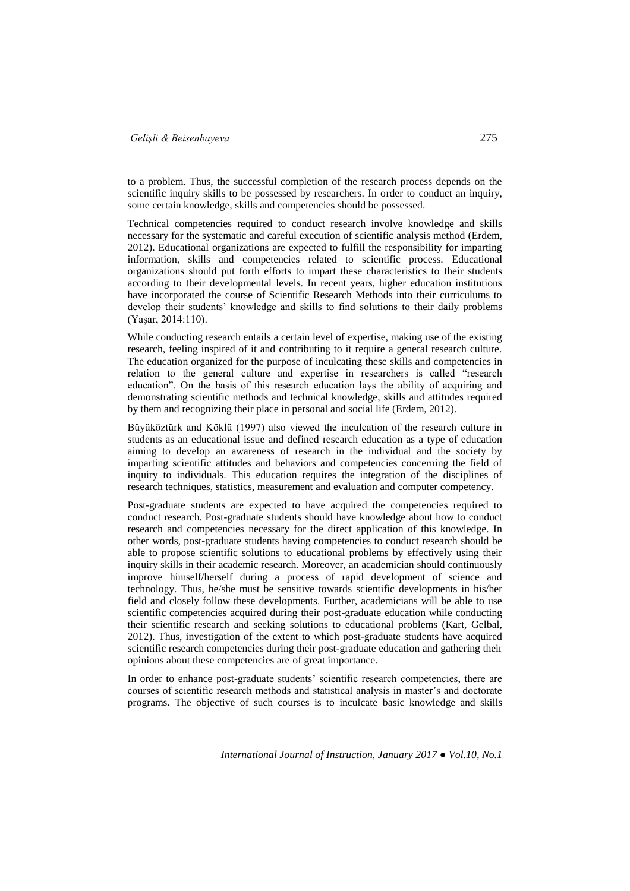to a problem. Thus, the successful completion of the research process depends on the scientific inquiry skills to be possessed by researchers. In order to conduct an inquiry, some certain knowledge, skills and competencies should be possessed.

Technical competencies required to conduct research involve knowledge and skills necessary for the systematic and careful execution of scientific analysis method (Erdem, 2012). Educational organizations are expected to fulfill the responsibility for imparting information, skills and competencies related to scientific process. Educational organizations should put forth efforts to impart these characteristics to their students according to their developmental levels. In recent years, higher education institutions have incorporated the course of Scientific Research Methods into their curriculums to develop their students' knowledge and skills to find solutions to their daily problems (Yaşar, 2014:110).

While conducting research entails a certain level of expertise, making use of the existing research, feeling inspired of it and contributing to it require a general research culture. The education organized for the purpose of inculcating these skills and competencies in relation to the general culture and expertise in researchers is called "research education". On the basis of this research education lays the ability of acquiring and demonstrating scientific methods and technical knowledge, skills and attitudes required by them and recognizing their place in personal and social life (Erdem, 2012).

Büyüköztürk and Köklü (1997) also viewed the inculcation of the research culture in students as an educational issue and defined research education as a type of education aiming to develop an awareness of research in the individual and the society by imparting scientific attitudes and behaviors and competencies concerning the field of inquiry to individuals. This education requires the integration of the disciplines of research techniques, statistics, measurement and evaluation and computer competency.

Post-graduate students are expected to have acquired the competencies required to conduct research. Post-graduate students should have knowledge about how to conduct research and competencies necessary for the direct application of this knowledge. In other words, post-graduate students having competencies to conduct research should be able to propose scientific solutions to educational problems by effectively using their inquiry skills in their academic research. Moreover, an academician should continuously improve himself/herself during a process of rapid development of science and technology. Thus, he/she must be sensitive towards scientific developments in his/her field and closely follow these developments. Further, academicians will be able to use scientific competencies acquired during their post-graduate education while conducting their scientific research and seeking solutions to educational problems (Kart, Gelbal, 2012). Thus, investigation of the extent to which post-graduate students have acquired scientific research competencies during their post-graduate education and gathering their opinions about these competencies are of great importance.

In order to enhance post-graduate students' scientific research competencies, there are courses of scientific research methods and statistical analysis in master's and doctorate programs. The objective of such courses is to inculcate basic knowledge and skills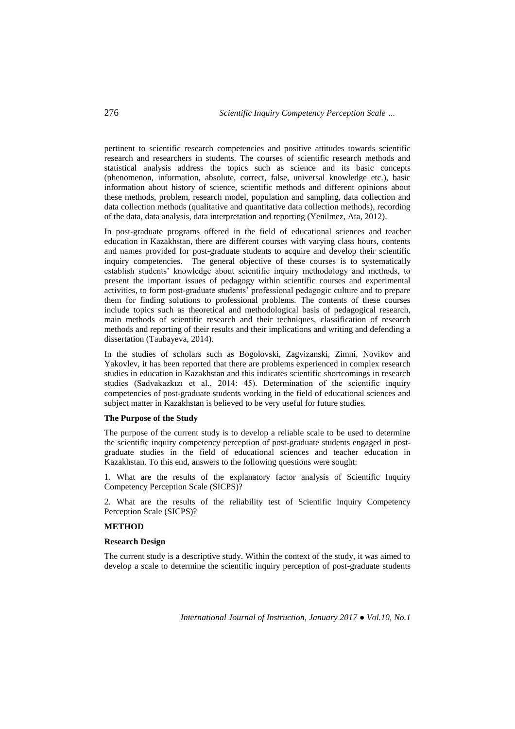pertinent to scientific research competencies and positive attitudes towards scientific research and researchers in students. The courses of scientific research methods and statistical analysis address the topics such as science and its basic concepts (phenomenon, information, absolute, correct, false, universal knowledge etc.), basic information about history of science, scientific methods and different opinions about these methods, problem, research model, population and sampling, data collection and data collection methods (qualitative and quantitative data collection methods), recording of the data, data analysis, data interpretation and reporting (Yenilmez, Ata, 2012).

In post-graduate programs offered in the field of educational sciences and teacher education in Kazakhstan, there are different courses with varying class hours, contents and names provided for post-graduate students to acquire and develop their scientific inquiry competencies. The general objective of these courses is to systematically establish students' knowledge about scientific inquiry methodology and methods, to present the important issues of pedagogy within scientific courses and experimental activities, to form post-graduate students' professional pedagogic culture and to prepare them for finding solutions to professional problems. The contents of these courses include topics such as theoretical and methodological basis of pedagogical research, main methods of scientific research and their techniques, classification of research methods and reporting of their results and their implications and writing and defending a dissertation (Taubayeva, 2014).

In the studies of scholars such as Bogolovski, Zagvizanski, Zimni, Novikov and Yakovlev, it has been reported that there are problems experienced in complex research studies in education in Kazakhstan and this indicates scientific shortcomings in research studies (Sadvakazkızı et al., 2014: 45). Determination of the scientific inquiry competencies of post-graduate students working in the field of educational sciences and subject matter in Kazakhstan is believed to be very useful for future studies.

### The Purpose of the Study

The purpose of the current study is to develop a reliable scale to be used to determine the scientific inquiry competency perception of post-graduate students engaged in post-graduate studies in the field of educational sciences and teacher education in Kazakhstan. To this end, answers to the following questions were sought:

1. What are the results of the explanatory factor analysis of Scientific Inquiry Competency Perception Scale (SICPS)?

2. What are the results of the reliability test of Scientific Inquiry Competency Perception Scale (SICPS)?

## METHOD

### Research Design

The current study is a descriptive study. Within the context of the study, it was aimed to develop a scale to determine the scientific inquiry perception of post-graduate students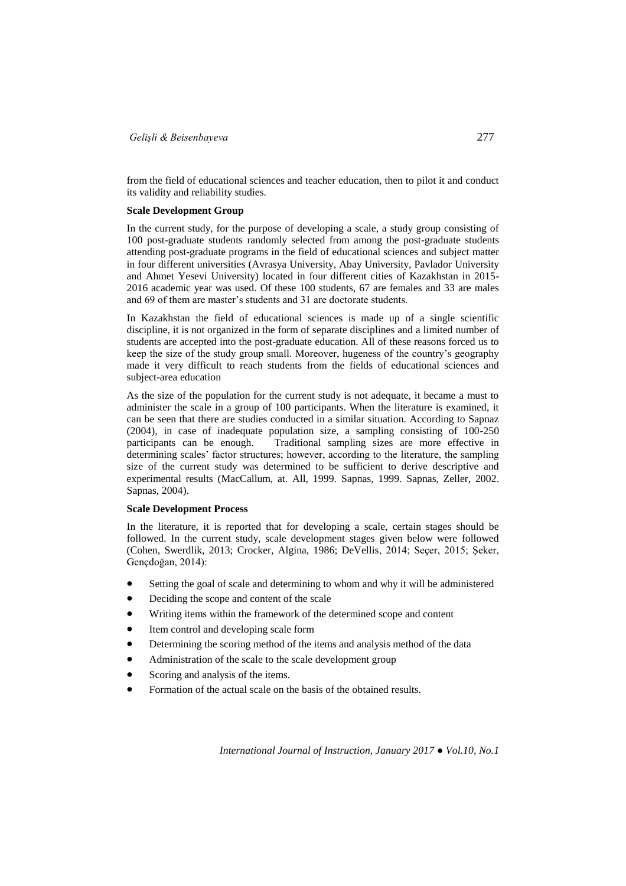from the field of educational sciences and teacher education, then to pilot it and conduct its validity and reliability studies.

**Scale Development Group**

In the current study, for the purpose of developing a scale, a study group consisting of 100 post-graduate students randomly selected from among the post-graduate students attending post-graduate programs in the field of educational sciences and subject matter in four different universities (Avrasya University, Abay University, Pavlador University and Ahmet Yesevi University) located in four different cities of Kazakhstan in 2015-2016 academic year was used. Of these 100 students, 67 are females and 33 are males and 69 of them are master's students and 31 are doctorate students.

In Kazakhstan the field of educational sciences is made up of a single scientific discipline, it is not organized in the form of separate disciplines and a limited number of students are accepted into the post-graduate education. All of these reasons forced us to keep the size of the study group small. Moreover, hugeness of the country's geography made it very difficult to reach students from the fields of educational sciences and subject-area education

As the size of the population for the current study is not adequate, it became a must to administer the scale in a group of 100 participants. When the literature is examined, it can be seen that there are studies conducted in a similar situation. According to Sapnaz (2004), in case of inadequate population size, a sampling consisting of 100-250 participants can be enough. Traditional sampling sizes are more effective in determining scales' factor structures; however, according to the literature, the sampling size of the current study was determined to be sufficient to derive descriptive and experimental results (MacCallum, at. All, 1999. Sapnas, 1999. Sapnas, Zeller, 2002. Sapnas, 2004).

**Scale Development Process**

In the literature, it is reported that for developing a scale, certain stages should be followed. In the current study, scale development stages given below were followed (Cohen, Swerdlik, 2013; Crocker, Algina, 1986; DeVellis, 2014; Seçer, 2015; Şeker, Gençdoğan, 2014):

- Setting the goal of scale and determining to whom and why it will be administered
- Deciding the scope and content of the scale
- Writing items within the framework of the determined scope and content
- Item control and developing scale form
- Determining the scoring method of the items and analysis method of the data
- Administration of the scale to the scale development group
- Scoring and analysis of the items.
- Formation of the actual scale on the basis of the obtained results.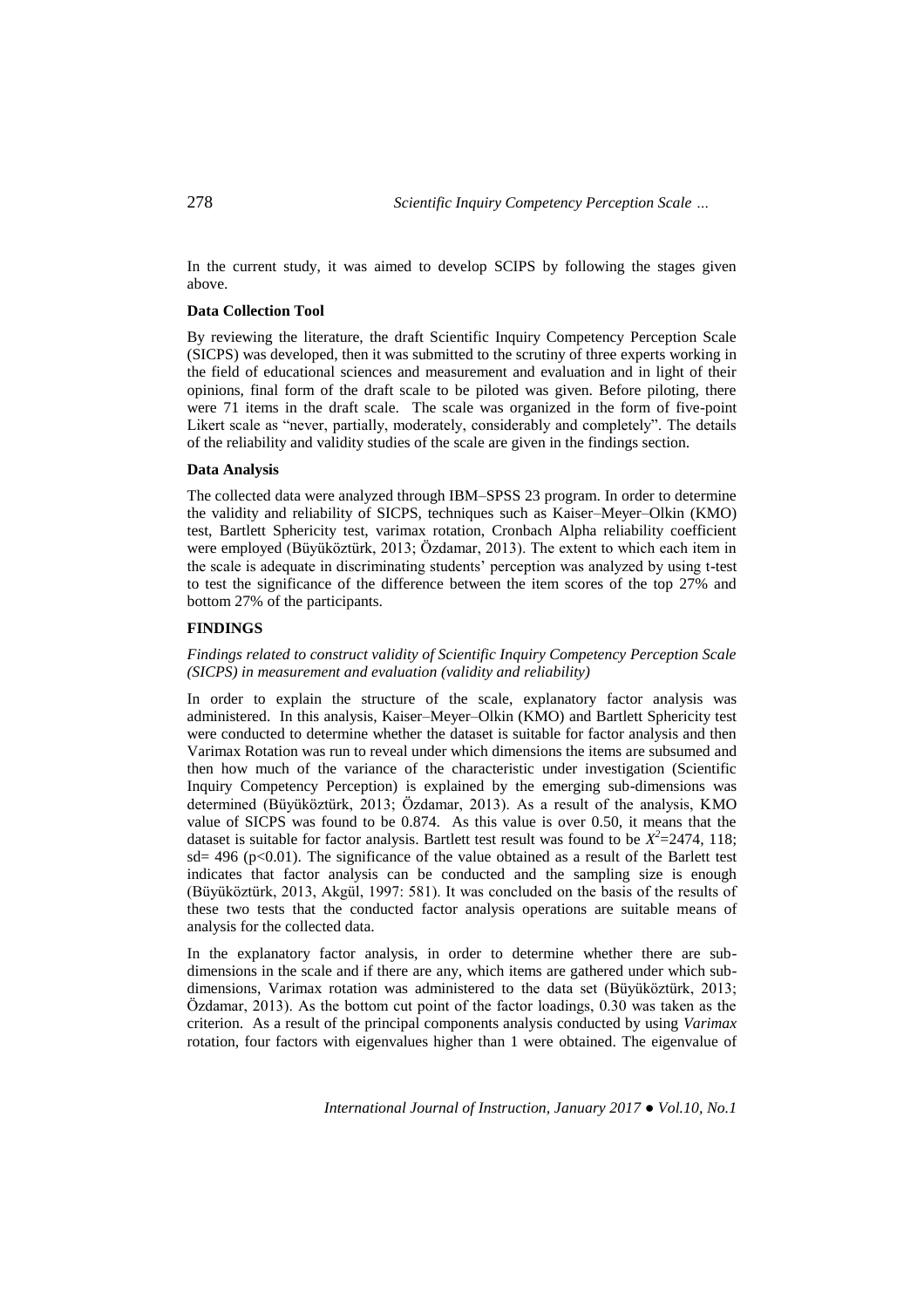In the current study, it was aimed to develop SCIPS by following the stages given above.

**Data Collection Tool**

By reviewing the literature, the draft Scientific Inquiry Competency Perception Scale (SICPS) was developed, then it was submitted to the scrutiny of three experts working in the field of educational sciences and measurement and evaluation and in light of their opinions, final form of the draft scale to be piloted was given. Before piloting, there were 71 items in the draft scale. The scale was organized in the form of five-point Likert scale as "never, partially, moderately, considerably and completely". The details of the reliability and validity studies of the scale are given in the findings section.

**Data Analysis**

The collected data were analyzed through IBM–SPSS 23 program. In order to determine the validity and reliability of SICPS, techniques such as Kaiser–Meyer–Olkin (KMO) test, Bartlett Sphericity test, varimax rotation, Cronbach Alpha reliability coefficient were employed (Büyüköztürk, 2013; Özdamar, 2013). The extent to which each item in the scale is adequate in discriminating students' perception was analyzed by using t-test to test the significance of the difference between the item scores of the top 27% and bottom 27% of the participants.

**FINDINGS**

*Findings related to construct validity of Scientific Inquiry Competency Perception Scale (SICPS) in measurement and evaluation (validity and reliability)*

In order to explain the structure of the scale, explanatory factor analysis was administered. In this analysis, Kaiser–Meyer–Olkin (KMO) and Bartlett Sphericity test were conducted to determine whether the dataset is suitable for factor analysis and then Varimax Rotation was run to reveal under which dimensions the items are subsumed and then how much of the variance of the characteristic under investigation (Scientific Inquiry Competency Perception) is explained by the emerging sub-dimensions was determined (Büyüköztürk, 2013; Özdamar, 2013). As a result of the analysis, KMO value of SICPS was found to be 0.874. As this value is over 0.50, it means that the dataset is suitable for factor analysis. Bartlett test result was found to be $X^2$=2474, 118; sd= 496 (p<0.01). The significance of the value obtained as a result of the Barlett test indicates that factor analysis can be conducted and the sampling size is enough (Büyüköztürk, 2013, Akgül, 1997: 581). It was concluded on the basis of the results of these two tests that the conducted factor analysis operations are suitable means of analysis for the collected data.

In the explanatory factor analysis, in order to determine whether there are sub-dimensions in the scale and if there are any, which items are gathered under which sub-dimensions, Varimax rotation was administered to the data set (Büyüköztürk, 2013; Özdamar, 2013). As the bottom cut point of the factor loadings, 0.30 was taken as the criterion. As a result of the principal components analysis conducted by using *Varimax* rotation, four factors with eigenvalues higher than 1 were obtained. The eigenvalue of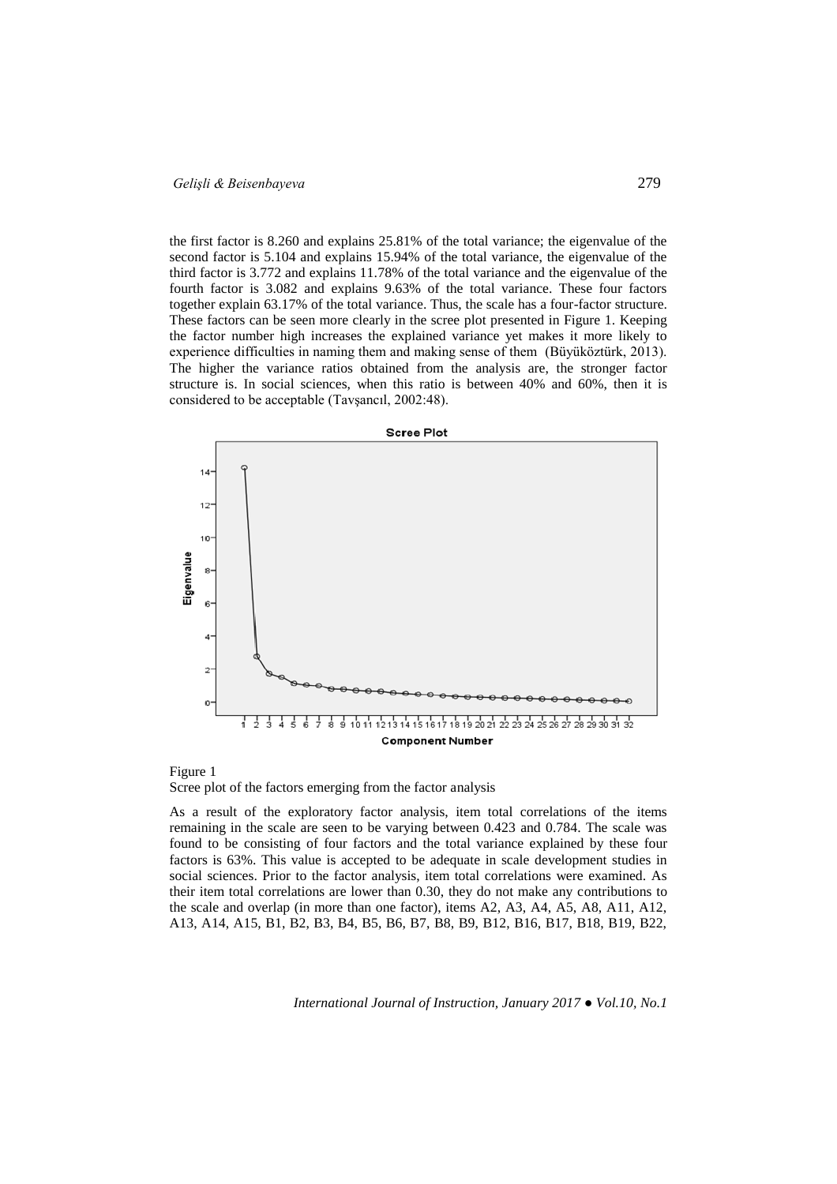the first factor is 8.260 and explains 25.81% of the total variance; the eigenvalue of the second factor is 5.104 and explains 15.94% of the total variance, the eigenvalue of the third factor is 3.772 and explains 11.78% of the total variance and the eigenvalue of the fourth factor is 3.082 and explains 9.63% of the total variance. These four factors together explain 63.17% of the total variance. Thus, the scale has a four-factor structure. These factors can be seen more clearly in the scree plot presented in Figure 1. Keeping the factor number high increases the explained variance yet makes it more likely to experience difficulties in naming them and making sense of them (Büyüköztürk, 2013). The higher the variance ratios obtained from the analysis are, the stronger factor structure is. In social sciences, when this ratio is between 40% and 60%, then it is considered to be acceptable (Tavşancıl, 2002:48).

Figure 1
Scree plot of the factors emerging from the factor analysis

As a result of the exploratory factor analysis, item total correlations of the items remaining in the scale are seen to be varying between 0.423 and 0.784. The scale was found to be consisting of four factors and the total variance explained by these four factors is 63%. This value is accepted to be adequate in scale development studies in social sciences. Prior to the factor analysis, item total correlations were examined. As their item total correlations are lower than 0.30, they do not make any contributions to the scale and overlap (in more than one factor), items A2, A3, A4, A5, A8, A11, A12, A13, A14, A15, B1, B2, B3, B4, B5, B6, B7, B8, B9, B12, B16, B17, B18, B19, B22,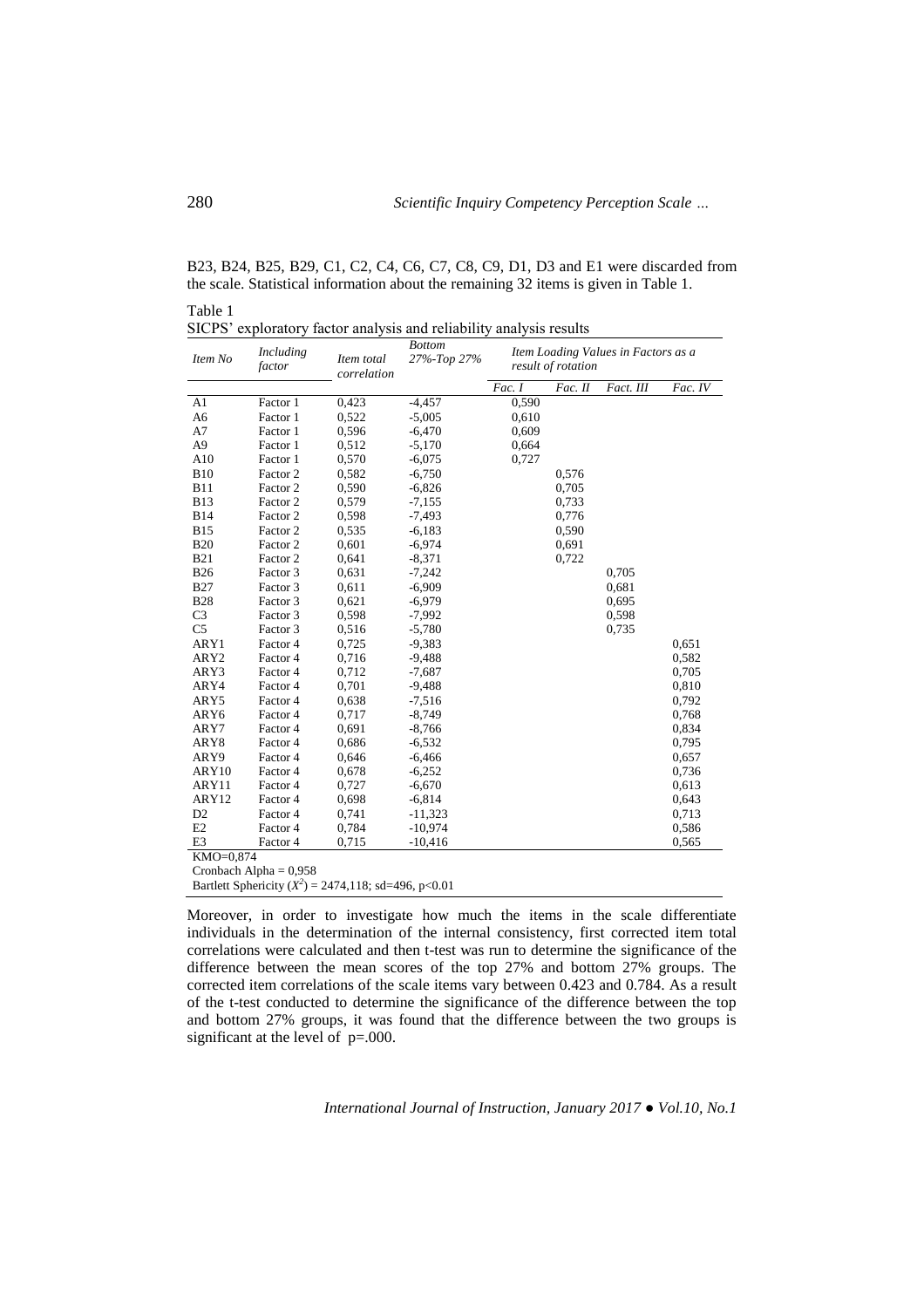B23, B24, B25, B29, C1, C2, C4, C6, C7, C8, C9, D1, D3 and E1 were discarded from the scale. Statistical information about the remaining 32 items is given in Table 1.

Table 1
SICPS' exploratory factor analysis and reliability analysis results

| *Item No* | *Including factor* | *Item total correlation* | *Bottom 27%-Top 27%* | *Item Loading Values in Factors as a result of rotation* | | | |
|---|---|---|---|---|---|---|---|
| | | | | *Fac. I* | *Fac. II* | *Fact. III* | *Fac. IV* |
| A1 | Factor 1 | 0,423 | -4,457 | 0,590 | | | |
| A6 | Factor 1 | 0,522 | -5,005 | 0,610 | | | |
| A7 | Factor 1 | 0,596 | -6,470 | 0,609 | | | |
| A9 | Factor 1 | 0,512 | -5,170 | 0,664 | | | |
| A10 | Factor 1 | 0,570 | -6,075 | 0,727 | | | |
| B10 | Factor 2 | 0,582 | -6,750 | | 0,576 | | |
| B11 | Factor 2 | 0,590 | -6,826 | | 0,705 | | |
| B13 | Factor 2 | 0,579 | -7,155 | | 0,733 | | |
| B14 | Factor 2 | 0,598 | -7,493 | | 0,776 | | |
| B15 | Factor 2 | 0,535 | -6,183 | | 0,590 | | |
| B20 | Factor 2 | 0,601 | -6,974 | | 0,691 | | |
| B21 | Factor 2 | 0,641 | -8,371 | | 0,722 | | |
| B26 | Factor 3 | 0,631 | -7,242 | | | 0,705 | |
| B27 | Factor 3 | 0,611 | -6,909 | | | 0,681 | |
| B28 | Factor 3 | 0,621 | -6,979 | | | 0,695 | |
| C3 | Factor 3 | 0,598 | -7,992 | | | 0,598 | |
| C5 | Factor 3 | 0,516 | -5,780 | | | 0,735 | |
| ARY1 | Factor 4 | 0,725 | -9,383 | | | | 0,651 |
| ARY2 | Factor 4 | 0,716 | -9,488 | | | | 0,582 |
| ARY3 | Factor 4 | 0,712 | -7,687 | | | | 0,705 |
| ARY4 | Factor 4 | 0,701 | -9,488 | | | | 0,810 |
| ARY5 | Factor 4 | 0,638 | -7,516 | | | | 0,792 |
| ARY6 | Factor 4 | 0,717 | -8,749 | | | | 0,768 |
| ARY7 | Factor 4 | 0,691 | -8,766 | | | | 0,834 |
| ARY8 | Factor 4 | 0,686 | -6,532 | | | | 0,795 |
| ARY9 | Factor 4 | 0,646 | -6,466 | | | | 0,657 |
| ARY10 | Factor 4 | 0,678 | -6,252 | | | | 0,736 |
| ARY11 | Factor 4 | 0,727 | -6,670 | | | | 0,613 |
| ARY12 | Factor 4 | 0,698 | -6,814 | | | | 0,643 |
| D2 | Factor 4 | 0,741 | -11,323 | | | | 0,713 |
| E2 | Factor 4 | 0,784 | -10,974 | | | | 0,586 |
| E3 | Factor 4 | 0,715 | -10,416 | | | | 0,565 |

KMO=0,874
Cronbach Alpha = 0,958
Bartlett Sphericity ($X^2$) = 2474,118; sd=496, p<0.01

Moreover, in order to investigate how much the items in the scale differentiate individuals in the determination of the internal consistency, first corrected item total correlations were calculated and then t-test was run to determine the significance of the difference between the mean scores of the top 27% and bottom 27% groups. The corrected item correlations of the scale items vary between 0.423 and 0.784. As a result of the t-test conducted to determine the significance of the difference between the top and bottom 27% groups, it was found that the difference between the two groups is significant at the level of p=.000.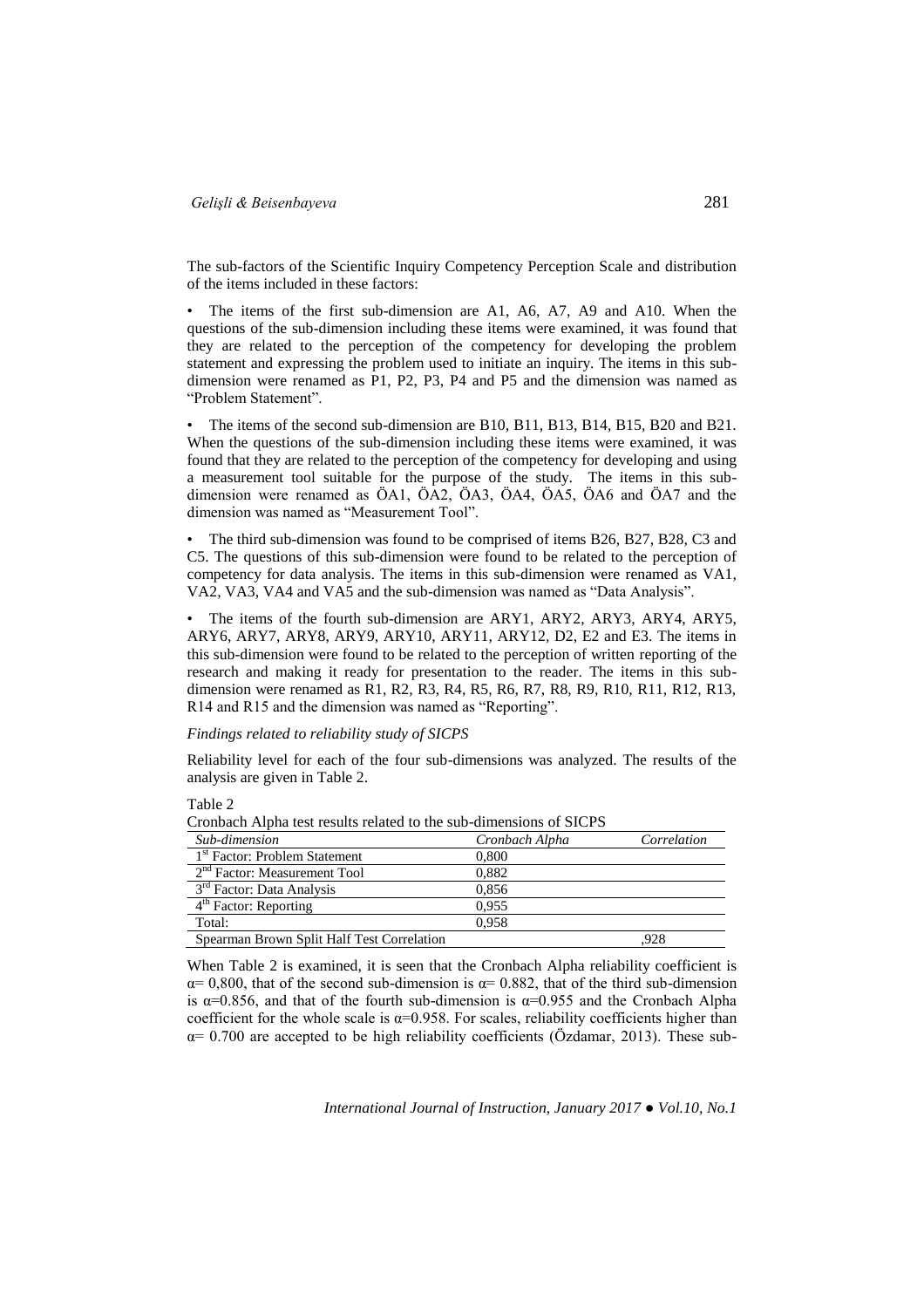The sub-factors of the Scientific Inquiry Competency Perception Scale and distribution of the items included in these factors:

- The items of the first sub-dimension are A1, A6, A7, A9 and A10. When the questions of the sub-dimension including these items were examined, it was found that they are related to the perception of the competency for developing the problem statement and expressing the problem used to initiate an inquiry. The items in this sub-dimension were renamed as P1, P2, P3, P4 and P5 and the dimension was named as "Problem Statement".

- The items of the second sub-dimension are B10, B11, B13, B14, B15, B20 and B21. When the questions of the sub-dimension including these items were examined, it was found that they are related to the perception of the competency for developing and using a measurement tool suitable for the purpose of the study. The items in this sub-dimension were renamed as ÖA1, ÖA2, ÖA3, ÖA4, ÖA5, ÖA6 and ÖA7 and the dimension was named as "Measurement Tool".

- The third sub-dimension was found to be comprised of items B26, B27, B28, C3 and C5. The questions of this sub-dimension were found to be related to the perception of competency for data analysis. The items in this sub-dimension were renamed as VA1, VA2, VA3, VA4 and VA5 and the sub-dimension was named as "Data Analysis".

- The items of the fourth sub-dimension are ARY1, ARY2, ARY3, ARY4, ARY5, ARY6, ARY7, ARY8, ARY9, ARY10, ARY11, ARY12, D2, E2 and E3. The items in this sub-dimension were found to be related to the perception of written reporting of the research and making it ready for presentation to the reader. The items in this sub-dimension were renamed as R1, R2, R3, R4, R5, R6, R7, R8, R9, R10, R11, R12, R13, R14 and R15 and the dimension was named as "Reporting".

*Findings related to reliability study of SICPS*

Reliability level for each of the four sub-dimensions was analyzed. The results of the analysis are given in Table 2.

Table 2

Cronbach Alpha test results related to the sub-dimensions of SICPS

| *Sub-dimension* | *Cronbach Alpha* | *Correlation* |
|---|---|---|
| 1st Factor: Problem Statement | 0,800 | |
| 2nd Factor: Measurement Tool | 0,882 | |
| 3rd Factor: Data Analysis | 0,856 | |
| 4th Factor: Reporting | 0,955 | |
| Total: | 0,958 | |
| Spearman Brown Split Half Test Correlation | | ,928 |

When Table 2 is examined, it is seen that the Cronbach Alpha reliability coefficient is $\alpha = 0{,}800$, that of the second sub-dimension is $\alpha = 0.882$, that of the third sub-dimension is $\alpha = 0.856$, and that of the fourth sub-dimension is $\alpha = 0.955$ and the Cronbach Alpha coefficient for the whole scale is $\alpha = 0.958$. For scales, reliability coefficients higher than $\alpha = 0.700$ are accepted to be high reliability coefficients (Özdamar, 2013). These sub-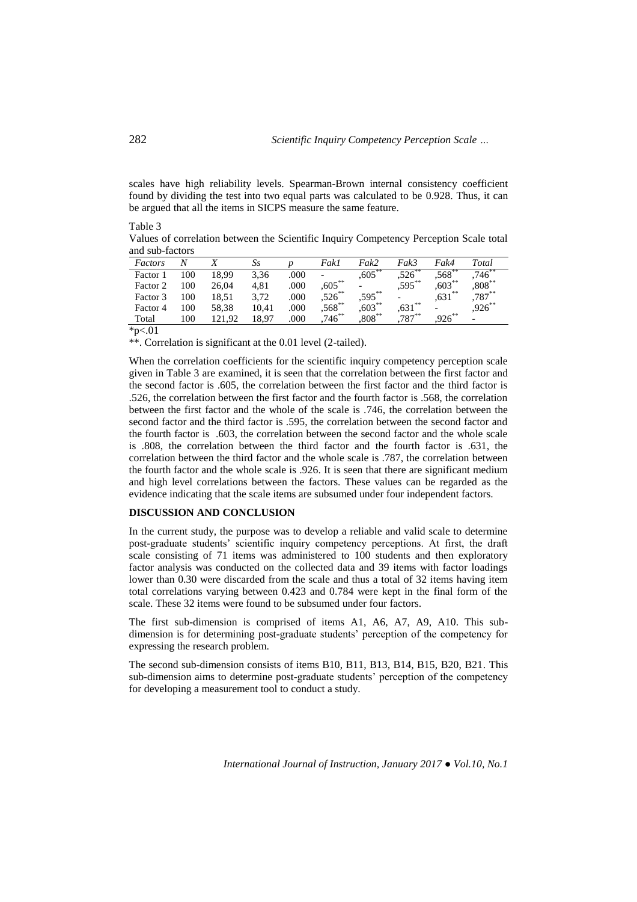scales have high reliability levels. Spearman-Brown internal consistency coefficient found by dividing the test into two equal parts was calculated to be 0.928. Thus, it can be argued that all the items in SICPS measure the same feature.

Table 3
Values of correlation between the Scientific Inquiry Competency Perception Scale total and sub-factors

| *Factors* | *N* | *X* | *Ss* | *p* | *Fak1* | *Fak2* | *Fak3* | *Fak4* | *Total* |
|---|---|---|---|---|---|---|---|---|---|
| Factor 1 | 100 | 18,99 | 3,36 | .000 | - | ,605** | ,526** | ,568** | ,746** |
| Factor 2 | 100 | 26,04 | 4,81 | .000 | ,605** | - | ,595** | ,603** | ,808** |
| Factor 3 | 100 | 18,51 | 3,72 | .000 | ,526** | ,595** | - | ,631** | ,787** |
| Factor 4 | 100 | 58,38 | 10,41 | .000 | ,568** | ,603** | ,631** | - | ,926** |
| Total | 100 | 121,92 | 18,97 | .000 | ,746** | ,808** | ,787** | ,926** | - |

*p<.01

**. Correlation is significant at the 0.01 level (2-tailed).

When the correlation coefficients for the scientific inquiry competency perception scale given in Table 3 are examined, it is seen that the correlation between the first factor and the second factor is .605, the correlation between the first factor and the third factor is .526, the correlation between the first factor and the fourth factor is .568, the correlation between the first factor and the whole of the scale is .746, the correlation between the second factor and the third factor is .595, the correlation between the second factor and the fourth factor is .603, the correlation between the second factor and the whole scale is .808, the correlation between the third factor and the fourth factor is .631, the correlation between the third factor and the whole scale is .787, the correlation between the fourth factor and the whole scale is .926. It is seen that there are significant medium and high level correlations between the factors. These values can be regarded as the evidence indicating that the scale items are subsumed under four independent factors.

## DISCUSSION AND CONCLUSION

In the current study, the purpose was to develop a reliable and valid scale to determine post-graduate students' scientific inquiry competency perceptions. At first, the draft scale consisting of 71 items was administered to 100 students and then exploratory factor analysis was conducted on the collected data and 39 items with factor loadings lower than 0.30 were discarded from the scale and thus a total of 32 items having item total correlations varying between 0.423 and 0.784 were kept in the final form of the scale. These 32 items were found to be subsumed under four factors.

The first sub-dimension is comprised of items A1, A6, A7, A9, A10. This sub-dimension is for determining post-graduate students' perception of the competency for expressing the research problem.

The second sub-dimension consists of items B10, B11, B13, B14, B15, B20, B21. This sub-dimension aims to determine post-graduate students' perception of the competency for developing a measurement tool to conduct a study.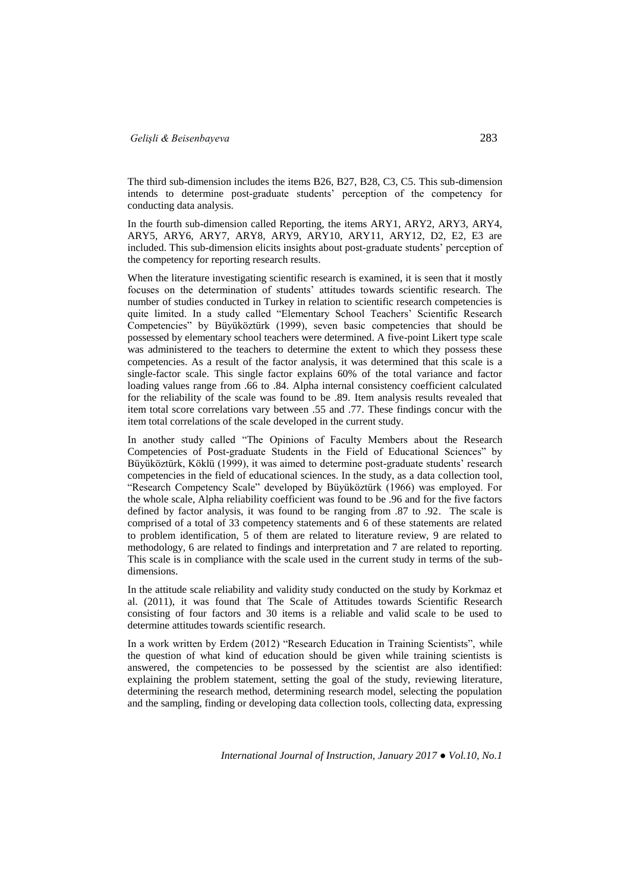The third sub-dimension includes the items B26, B27, B28, C3, C5. This sub-dimension intends to determine post-graduate students' perception of the competency for conducting data analysis.

In the fourth sub-dimension called Reporting, the items ARY1, ARY2, ARY3, ARY4, ARY5, ARY6, ARY7, ARY8, ARY9, ARY10, ARY11, ARY12, D2, E2, E3 are included. This sub-dimension elicits insights about post-graduate students' perception of the competency for reporting research results.

When the literature investigating scientific research is examined, it is seen that it mostly focuses on the determination of students' attitudes towards scientific research. The number of studies conducted in Turkey in relation to scientific research competencies is quite limited. In a study called "Elementary School Teachers' Scientific Research Competencies" by Büyüköztürk (1999), seven basic competencies that should be possessed by elementary school teachers were determined. A five-point Likert type scale was administered to the teachers to determine the extent to which they possess these competencies. As a result of the factor analysis, it was determined that this scale is a single-factor scale. This single factor explains 60% of the total variance and factor loading values range from .66 to .84. Alpha internal consistency coefficient calculated for the reliability of the scale was found to be .89. Item analysis results revealed that item total score correlations vary between .55 and .77. These findings concur with the item total correlations of the scale developed in the current study.

In another study called "The Opinions of Faculty Members about the Research Competencies of Post-graduate Students in the Field of Educational Sciences" by Büyüköztürk, Köklü (1999), it was aimed to determine post-graduate students' research competencies in the field of educational sciences. In the study, as a data collection tool, "Research Competency Scale" developed by Büyüköztürk (1966) was employed. For the whole scale, Alpha reliability coefficient was found to be .96 and for the five factors defined by factor analysis, it was found to be ranging from .87 to .92. The scale is comprised of a total of 33 competency statements and 6 of these statements are related to problem identification, 5 of them are related to literature review, 9 are related to methodology, 6 are related to findings and interpretation and 7 are related to reporting. This scale is in compliance with the scale used in the current study in terms of the sub-dimensions.

In the attitude scale reliability and validity study conducted on the study by Korkmaz et al. (2011), it was found that The Scale of Attitudes towards Scientific Research consisting of four factors and 30 items is a reliable and valid scale to be used to determine attitudes towards scientific research.

In a work written by Erdem (2012) "Research Education in Training Scientists", while the question of what kind of education should be given while training scientists is answered, the competencies to be possessed by the scientist are also identified: explaining the problem statement, setting the goal of the study, reviewing literature, determining the research method, determining research model, selecting the population and the sampling, finding or developing data collection tools, collecting data, expressing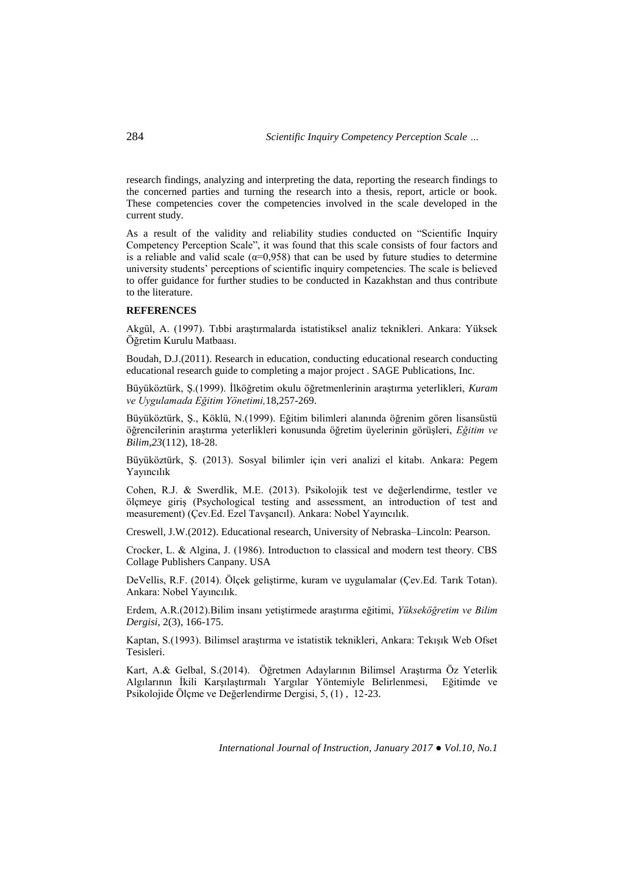research findings, analyzing and interpreting the data, reporting the research findings to the concerned parties and turning the research into a thesis, report, article or book. These competencies cover the competencies involved in the scale developed in the current study.

As a result of the validity and reliability studies conducted on "Scientific Inquiry Competency Perception Scale", it was found that this scale consists of four factors and is a reliable and valid scale ($\alpha$=0,958) that can be used by future studies to determine university students' perceptions of scientific inquiry competencies. The scale is believed to offer guidance for further studies to be conducted in Kazakhstan and thus contribute to the literature.

**REFERENCES**

Akgül, A. (1997). Tıbbi araştırmalarda istatistiksel analiz teknikleri. Ankara: Yüksek Öğretim Kurulu Matbaası.

Boudah, D.J.(2011). Research in education, conducting educational research conducting educational research guide to completing a major project . SAGE Publications, Inc.

Büyüköztürk, Ş.(1999). İlköğretim okulu öğretmenlerinin araştırma yeterlikleri, *Kuram ve Uygulamada Eğitim Yönetimi,*18,257-269.

Büyüköztürk, Ş., Köklü, N.(1999). Eğitim bilimleri alanında öğrenim gören lisansüstü öğrencilerinin araştırma yeterlikleri konusunda öğretim üyelerinin görüşleri, *Eğitim ve Bilim,23*(112), 18-28.

Büyüköztürk, Ş. (2013). Sosyal bilimler için veri analizi el kitabı. Ankara: Pegem Yayıncılık

Cohen, R.J. & Swerdlik, M.E. (2013). Psikolojik test ve değerlendirme, testler ve ölçmeye giriş (Psychological testing and assessment, an introduction of test and measurement) (Çev.Ed. Ezel Tavşancıl). Ankara: Nobel Yayıncılık.

Creswell, J.W.(2012). Educational research, University of Nebraska–Lincoln: Pearson.

Crocker, L. & Algina, J. (1986). Introductıon to classical and modern test theory. CBS Collage Publishers Canpany. USA

DeVellis, R.F. (2014). Ölçek geliştirme, kuram ve uygulamalar (Çev.Ed. Tarık Totan). Ankara: Nobel Yayıncılık.

Erdem, A.R.(2012).Bilim insanı yetiştirmede araştırma eğitimi, *Yükseköğretim ve Bilim Dergisi*, 2(3), 166-175.

Kaptan, S.(1993). Bilimsel araştırma ve istatistik teknikleri, Ankara: Tekışık Web Ofset Tesisleri.

Kart, A.& Gelbal, S.(2014). Öğretmen Adaylarının Bilimsel Araştırma Öz Yeterlik Algılarının İkili Karşılaştırmalı Yargılar Yöntemiyle Belirlenmesi, Eğitimde ve Psikolojide Ölçme ve Değerlendirme Dergisi, 5, (1) , 12-23.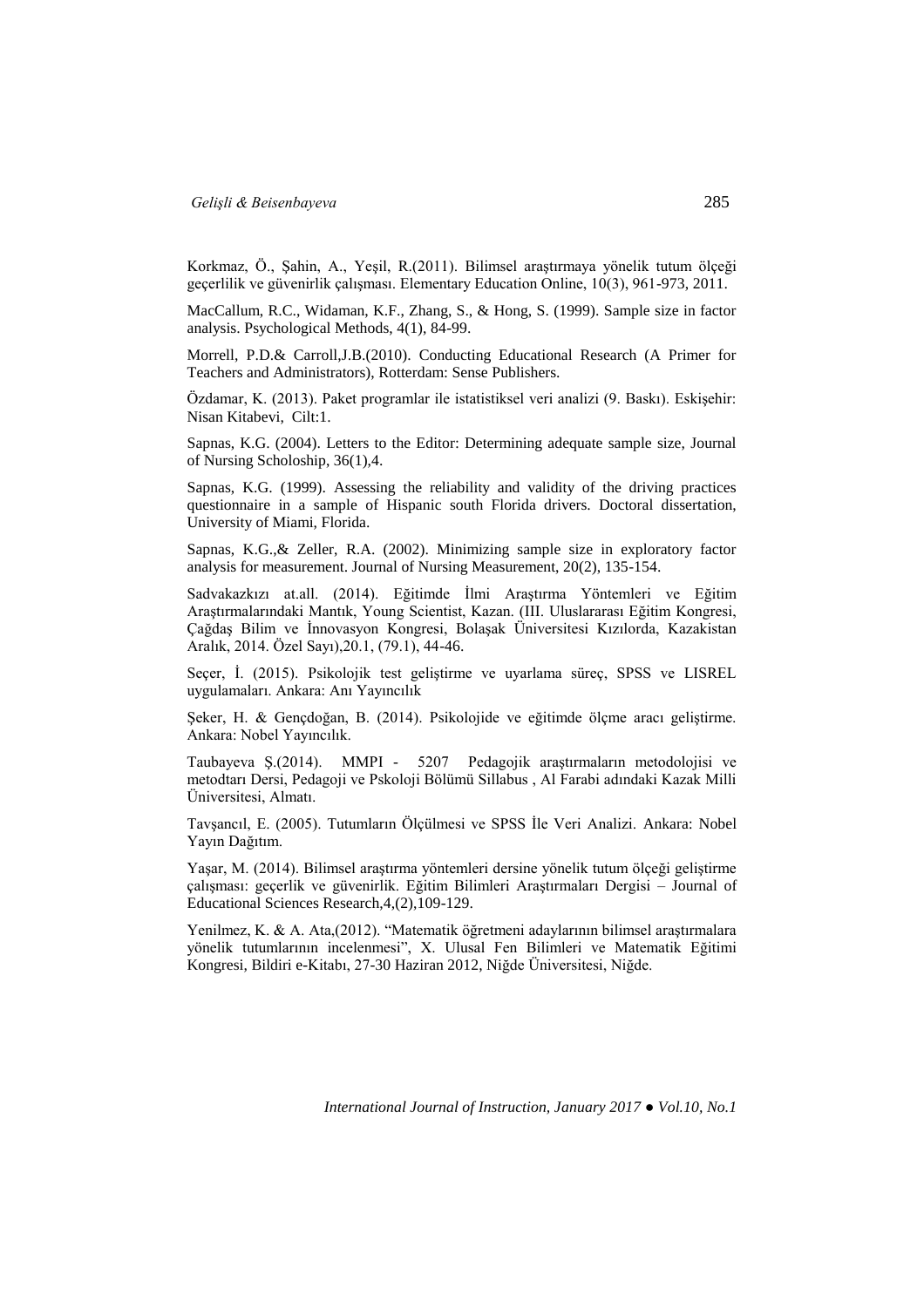Korkmaz, Ö., Şahin, A., Yeşil, R.(2011). Bilimsel araştırmaya yönelik tutum ölçeği geçerlilik ve güvenirlik çalışması. Elementary Education Online, 10(3), 961-973, 2011.

MacCallum, R.C., Widaman, K.F., Zhang, S., & Hong, S. (1999). Sample size in factor analysis. Psychological Methods, 4(1), 84-99.

Morrell, P.D.& Carroll,J.B.(2010). Conducting Educational Research (A Primer for Teachers and Administrators), Rotterdam: Sense Publishers.

Özdamar, K. (2013). Paket programlar ile istatistiksel veri analizi (9. Baskı). Eskişehir: Nisan Kitabevi, Cilt:1.

Sapnas, K.G. (2004). Letters to the Editor: Determining adequate sample size, Journal of Nursing Scholoship, 36(1),4.

Sapnas, K.G. (1999). Assessing the reliability and validity of the driving practices questionnaire in a sample of Hispanic south Florida drivers. Doctoral dissertation, University of Miami, Florida.

Sapnas, K.G.,& Zeller, R.A. (2002). Minimizing sample size in exploratory factor analysis for measurement. Journal of Nursing Measurement, 20(2), 135-154.

Sadvakazkızı at.all. (2014). Eğitimde İlmi Araştırma Yöntemleri ve Eğitim Araştırmalarındaki Mantık, Young Scientist, Kazan. (III. Uluslararası Eğitim Kongresi, Çağdaş Bilim ve İnnovasyon Kongresi, Bolaşak Üniversitesi Kızılorda, Kazakistan Aralık, 2014. Özel Sayı),20.1, (79.1), 44-46.

Seçer, İ. (2015). Psikolojik test geliştirme ve uyarlama süreç, SPSS ve LISREL uygulamaları. Ankara: Anı Yayıncılık

Şeker, H. & Gençdoğan, B. (2014). Psikolojide ve eğitimde ölçme aracı geliştirme. Ankara: Nobel Yayıncılık.

Taubayeva Ş.(2014). MMPI - 5207 Pedagojik araştırmaların metodolojisi ve metodtarı Dersi, Pedagoji ve Pskoloji Bölümü Sillabus , Al Farabi adındaki Kazak Milli Üniversitesi, Almatı.

Tavşancıl, E. (2005). Tutumların Ölçülmesi ve SPSS İle Veri Analizi. Ankara: Nobel Yayın Dağıtım.

Yaşar, M. (2014). Bilimsel araştırma yöntemleri dersine yönelik tutum ölçeği geliştirme çalışması: geçerlik ve güvenirlik. Eğitim Bilimleri Araştırmaları Dergisi – Journal of Educational Sciences Research,4,(2),109-129.

Yenilmez, K. & A. Ata,(2012). "Matematik öğretmeni adaylarının bilimsel araştırmalara yönelik tutumlarının incelenmesi", X. Ulusal Fen Bilimleri ve Matematik Eğitimi Kongresi, Bildiri e-Kitabı, 27-30 Haziran 2012, Niğde Üniversitesi, Niğde.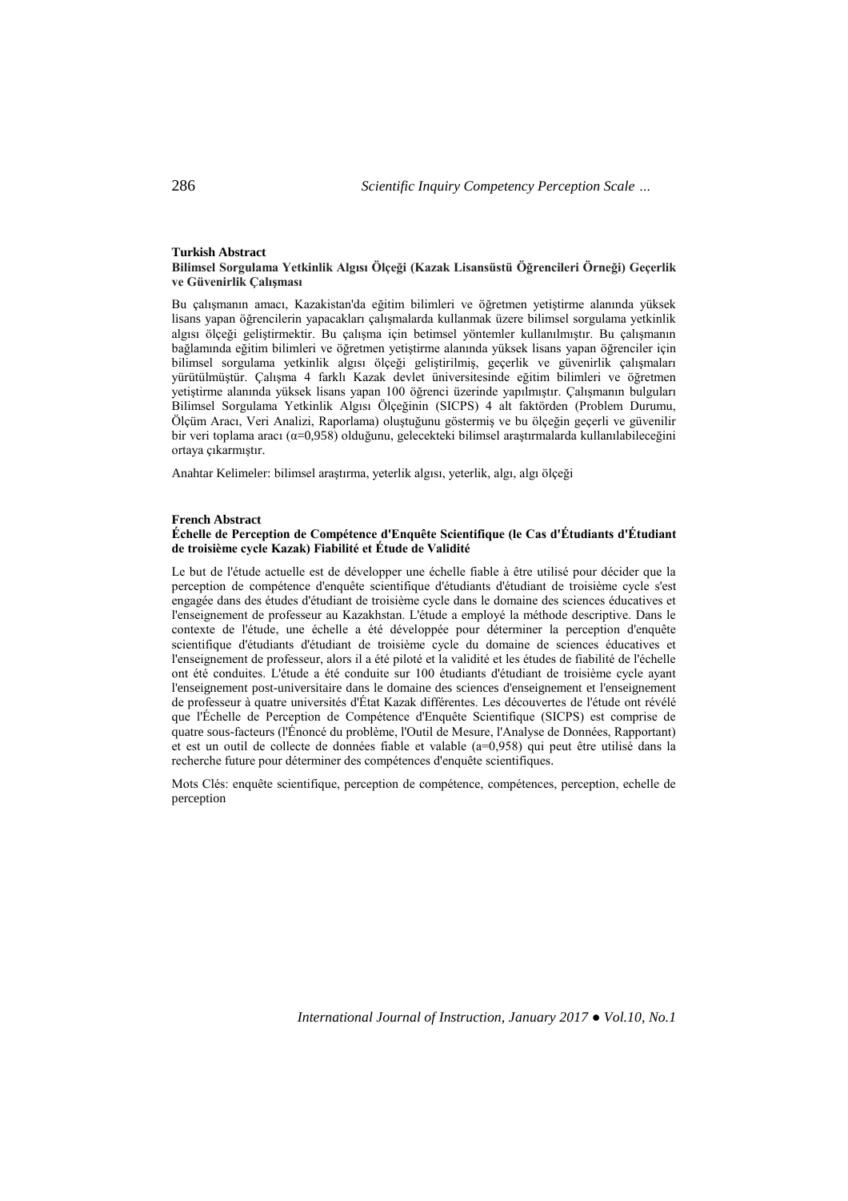**Turkish Abstract**

**Bilimsel Sorgulama Yetkinlik Algısı Ölçeği (Kazak Lisansüstü Öğrencileri Örneği) Geçerlik ve Güvenirlik Çalışması**

Bu çalışmanın amacı, Kazakistan'da eğitim bilimleri ve öğretmen yetiştirme alanında yüksek lisans yapan öğrencilerin yapacakları çalışmalarda kullanmak üzere bilimsel sorgulama yetkinlik algısı ölçeği geliştirmektir. Bu çalışma için betimsel yöntemler kullanılmıştır. Bu çalışmanın bağlamında eğitim bilimleri ve öğretmen yetiştirme alanında yüksek lisans yapan öğrenciler için bilimsel sorgulama yetkinlik algısı ölçeği geliştirilmiş, geçerlik ve güvenirlik çalışmaları yürütülmüştür. Çalışma 4 farklı Kazak devlet üniversitesinde eğitim bilimleri ve öğretmen yetiştirme alanında yüksek lisans yapan 100 öğrenci üzerinde yapılmıştır. Çalışmanın bulguları Bilimsel Sorgulama Yetkinlik Algısı Ölçeğinin (SICPS) 4 alt faktörden (Problem Durumu, Ölçüm Aracı, Veri Analizi, Raporlama) oluştuğunu göstermiş ve bu ölçeğin geçerli ve güvenilir bir veri toplama aracı (α=0,958) olduğunu, gelecekteki bilimsel araştırmalarda kullanılabileceğini ortaya çıkarmıştır.

Anahtar Kelimeler: bilimsel araştırma, yeterlik algısı, yeterlik, algı, algı ölçeği

**French Abstract**

**Échelle de Perception de Compétence d'Enquête Scientifique (le Cas d'Étudiants d'Étudiant de troisième cycle Kazak) Fiabilité et Étude de Validité**

Le but de l'étude actuelle est de développer une échelle fiable à être utilisé pour décider que la perception de compétence d'enquête scientifique d'étudiants d'étudiant de troisième cycle s'est engagée dans des études d'étudiant de troisième cycle dans le domaine des sciences éducatives et l'enseignement de professeur au Kazakhstan. L'étude a employé la méthode descriptive. Dans le contexte de l'étude, une échelle a été développée pour déterminer la perception d'enquête scientifique d'étudiants d'étudiant de troisième cycle du domaine de sciences éducatives et l'enseignement de professeur, alors il a été piloté et la validité et les études de fiabilité de l'échelle ont été conduites. L'étude a été conduite sur 100 étudiants d'étudiant de troisième cycle ayant l'enseignement post-universitaire dans le domaine des sciences d'enseignement et l'enseignement de professeur à quatre universités d'État Kazak différentes. Les découvertes de l'étude ont révélé que l'Échelle de Perception de Compétence d'Enquête Scientifique (SICPS) est comprise de quatre sous-facteurs (l'Énoncé du problème, l'Outil de Mesure, l'Analyse de Données, Rapportant) et est un outil de collecte de données fiable et valable (a=0,958) qui peut être utilisé dans la recherche future pour déterminer des compétences d'enquête scientifiques.

Mots Clés: enquête scientifique, perception de compétence, compétences, perception, echelle de perception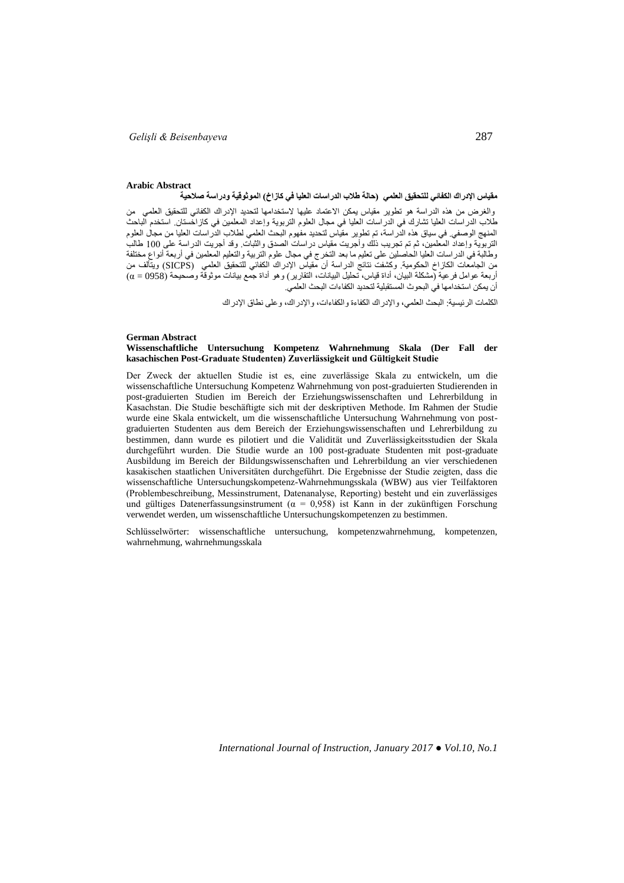**Arabic Abstract**

**مقياس الإدراك الكفائي للتحقيق العلمي (حالة طلاب الدراسات العليا في كازاخ) الموثوقية ودراسة صلاحية**

والغرض من هذه الدراسة هو تطوير مقياس يمكن الاعتماد عليها لاستخدامها لتحديد الإدراك الكفائي للتحقيق العلمي من طلاب الدراسات العليا تشارك في الدراسات العليا في مجال العلوم التربوية وإعداد المعلمين في كازاخستان. استخدم الباحث المنهج الوصفي. في سياق هذه الدراسة، تم تطوير مقياس لتحديد مفهوم البحث العلمي لطلاب الدراسات العليا من مجال العلوم التربوية وإعداد المعلمين، ثم تم تجريب ذلك وأجريت مقياس دراسات الصدق والثبات. وقد أجريت الدراسة على 100 طالب وطالبة في الدراسات العليا الحاصلين على تعليم ما بعد التخرج في مجال علوم التربية والتعليم المعلمين في أربعة أنواع مختلفة من الجامعات الكازاخ الحكومية. وكشفت نتائج الدراسة أن مقياس الإدراك الكفائي للتحقيق العلمي (SICPS) ويتألف من أربعة عوامل فرعية (مشكلة البيان، أداة قياس، تحليل البيانات، التقارير) وهو أداة جمع بيانات موثوقة وصحيحة ($\alpha$ = 0958) أن يمكن استخدامها في البحوث المستقبلية لتحديد الكفاءات البحث العلمي.

الكلمات الرئيسية: البحث العلمي، والإدراك الكفاءة والكفاءات، والإدراك، وعلى نطاق الإدراك

**German Abstract**

**Wissenschaftliche Untersuchung Kompetenz Wahrnehmung Skala (Der Fall der kasachischen Post-Graduate Studenten) Zuverlässigkeit und Gültigkeit Studie**

Der Zweck der aktuellen Studie ist es, eine zuverlässige Skala zu entwickeln, um die wissenschaftliche Untersuchung Kompetenz Wahrnehmung von post-graduierten Studierenden in post-graduierten Studien im Bereich der Erziehungswissenschaften und Lehrerbildung in Kasachstan. Die Studie beschäftigte sich mit der deskriptiven Methode. Im Rahmen der Studie wurde eine Skala entwickelt, um die wissenschaftliche Untersuchung Wahrnehmung von post-graduierten Studenten aus dem Bereich der Erziehungswissenschaften und Lehrerbildung zu bestimmen, dann wurde es pilotiert und die Validität und Zuverlässigkeitsstudien der Skala durchgeführt wurden. Die Studie wurde an 100 post-graduate Studenten mit post-graduate Ausbildung im Bereich der Bildungswissenschaften und Lehrerbildung an vier verschiedenen kasakischen staatlichen Universitäten durchgeführt. Die Ergebnisse der Studie zeigten, dass die wissenschaftliche Untersuchungskompetenz-Wahrnehmungsskala (WBW) aus vier Teilfaktoren (Problembeschreibung, Messinstrument, Datenanalyse, Reporting) besteht und ein zuverlässiges und gültiges Datenerfassungsinstrument ($\alpha$ = 0,958) ist Kann in der zukünftigen Forschung verwendet werden, um wissenschaftliche Untersuchungskompetenzen zu bestimmen.

Schlüsselwörter: wissenschaftliche untersuchung, kompetenzwahrnehmung, kompetenzen, wahrnehmung, wahrnehmungsskala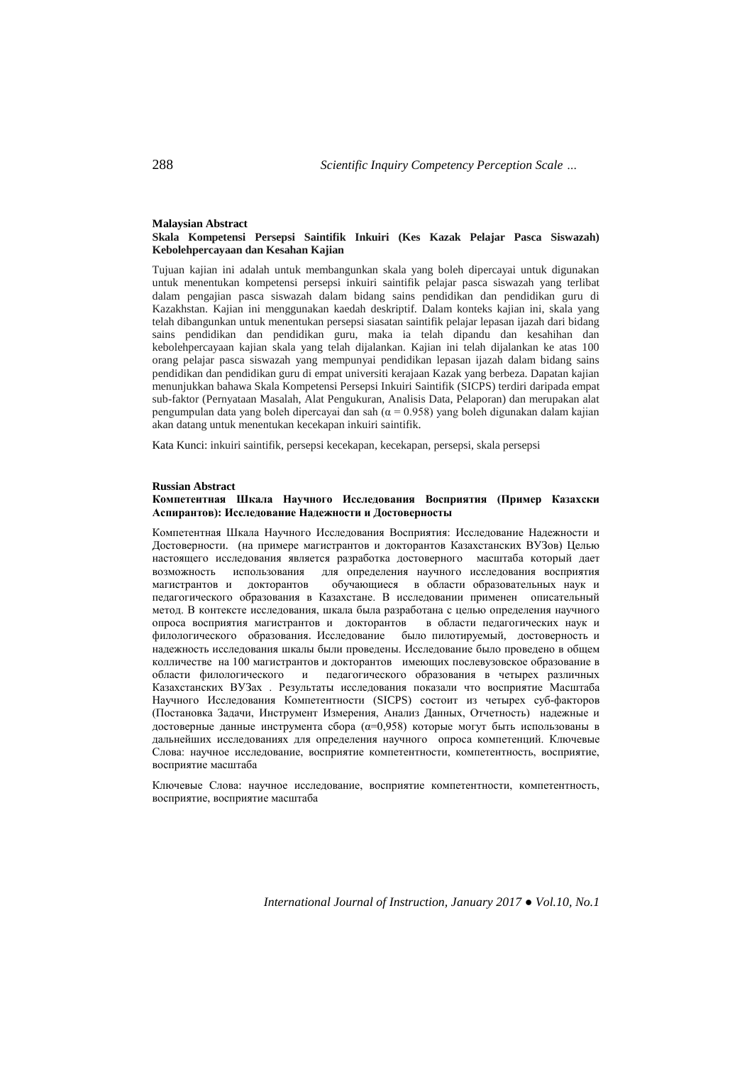**Malaysian Abstract**

**Skala Kompetensi Persepsi Saintifik Inkuiri (Kes Kazak Pelajar Pasca Siswazah) Kebolehpercayaan dan Kesahan Kajian**

Tujuan kajian ini adalah untuk membangunkan skala yang boleh dipercayai untuk digunakan untuk menentukan kompetensi persepsi inkuiri saintifik pelajar pasca siswazah yang terlibat dalam pengajian pasca siswazah dalam bidang sains pendidikan dan pendidikan guru di Kazakhstan. Kajian ini menggunakan kaedah deskriptif. Dalam konteks kajian ini, skala yang telah dibangunkan untuk menentukan persepsi siasatan saintifik pelajar lepasan ijazah dari bidang sains pendidikan dan pendidikan guru, maka ia telah dipandu dan kesahihan dan kebolehpercayaan kajian skala yang telah dijalankan. Kajian ini telah dijalankan ke atas 100 orang pelajar pasca siswazah yang mempunyai pendidikan lepasan ijazah dalam bidang sains pendidikan dan pendidikan guru di empat universiti kerajaan Kazak yang berbeza. Dapatan kajian menunjukkan bahawa Skala Kompetensi Persepsi Inkuiri Saintifik (SICPS) terdiri daripada empat sub-faktor (Pernyataan Masalah, Alat Pengukuran, Analisis Data, Pelaporan) dan merupakan alat pengumpulan data yang boleh dipercayai dan sah ($\alpha = 0.958$) yang boleh digunakan dalam kajian akan datang untuk menentukan kecekapan inkuiri saintifik.

Kata Kunci: inkuiri saintifik, persepsi kecekapan, kecekapan, persepsi, skala persepsi

**Russian Abstract**

**Компетентная Шкала Научного Исследования Восприятия (Пример Казахски Аспирантов): Исследование Надежности и Достоверносты**

Компетентная Шкала Научного Исследования Восприятия: Исследование Надежности и Достоверности. (на примере магистрантов и докторантов Казахстанских ВУЗов) Целью настоящего исследования является разработка достоверного масштаба который дает возможность использования для определения научного исследования восприятия магистрантов и докторантов обучающиеся в области образовательных наук и педагогического образования в Казахстане. В исследовании применен описательный метод. В контексте исследования, шкала была разработана с целью определения научного опроса восприятия магистрантов и докторантов в области педагогических наук и филологического образования. Исследование было пилотируемый, достоверность и надежность исследования шкалы были проведены. Исследование было проведено в общем колличестве на 100 магистрантов и докторантов имеющих послевузовское образование в области филологического и педагогического образования в четырех различных Казахстанских ВУЗах . Результаты исследования показали что восприятие Масштаба Научного Исследования Компетентности (SICPS) состоит из четырех суб-факторов (Постановка Задачи, Инструмент Измерения, Анализ Данных, Отчетность) надежные и достоверные данные инструмента сбора ($\alpha$=0,958) которые могут быть использованы в дальнейших исследованиях для определения научного опроса компетенций. Ключевые Слова: научное исследование, восприятие компетентности, компетентность, восприятие, восприятие масштаба

Ключевые Слова: научное исследование, восприятие компетентности, компетентность, восприятие, восприятие масштаба